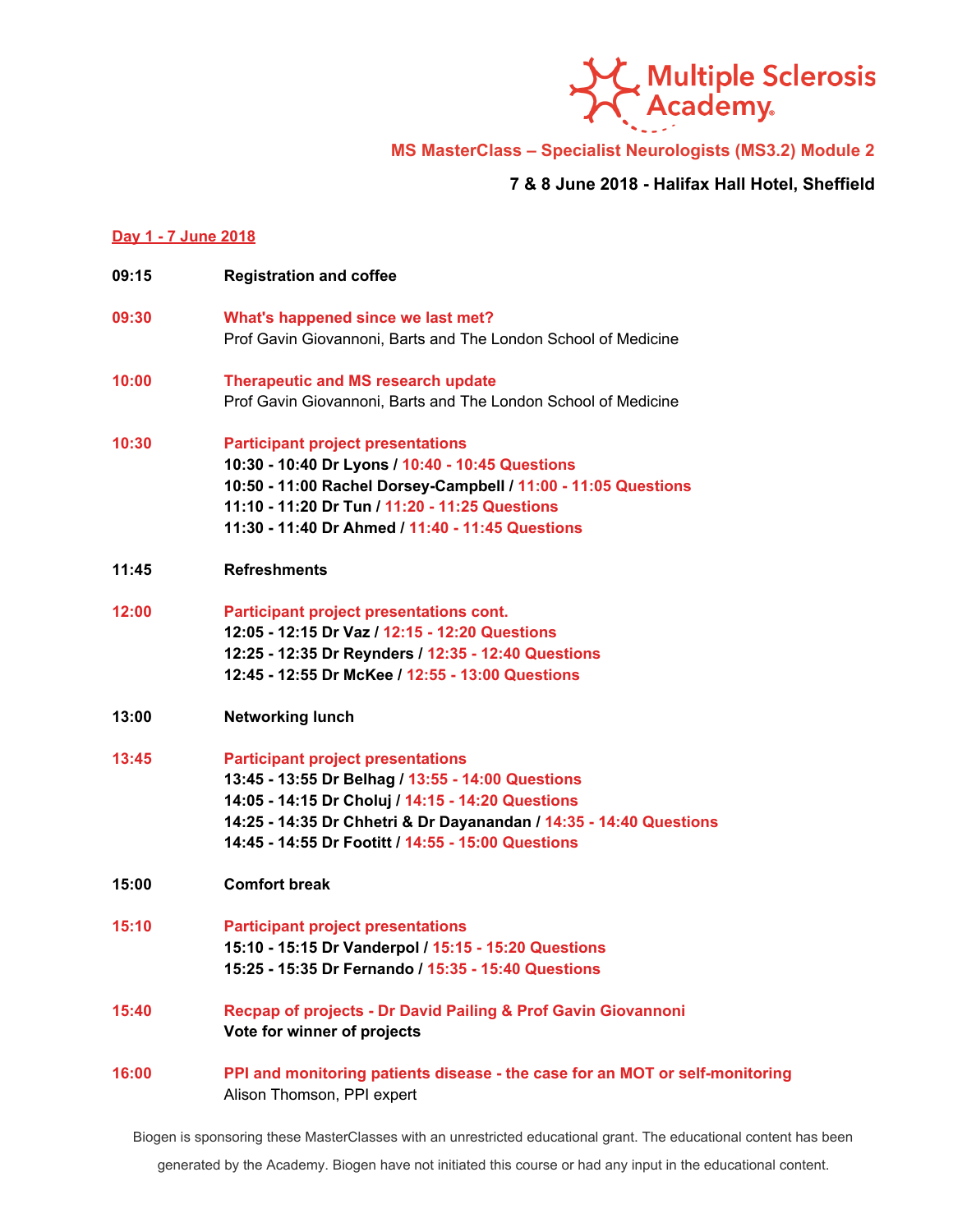Multiple Sclerosis Academy

## MS MasterClass – Specialist Neurologists (MS3.2) Module 2

**7 & 8 June 2018 - Halifax Hall Hotel, Sheffield**

### Day 1 - 7 June 2018

**09:15** **Registration and coffee**

**09:30** **What's happened since we last met?**
Prof Gavin Giovannoni, Barts and The London School of Medicine

**10:00** **Therapeutic and MS research update**
Prof Gavin Giovannoni, Barts and The London School of Medicine

**10:30** **Participant project presentations**
**10:30 - 10:40 Dr Lyons / 10:40 - 10:45 Questions**
**10:50 - 11:00 Rachel Dorsey-Campbell / 11:00 - 11:05 Questions**
**11:10 - 11:20 Dr Tun / 11:20 - 11:25 Questions**
**11:30 - 11:40 Dr Ahmed / 11:40 - 11:45 Questions**

**11:45** **Refreshments**

**12:00** **Participant project presentations cont.**
**12:05 - 12:15 Dr Vaz / 12:15 - 12:20 Questions**
**12:25 - 12:35 Dr Reynders / 12:35 - 12:40 Questions**
**12:45 - 12:55 Dr McKee / 12:55 - 13:00 Questions**

**13:00** **Networking lunch**

**13:45** **Participant project presentations**
**13:45 - 13:55 Dr Belhag / 13:55 - 14:00 Questions**
**14:05 - 14:15 Dr Choluj / 14:15 - 14:20 Questions**
**14:25 - 14:35 Dr Chhetri & Dr Dayanandan / 14:35 - 14:40 Questions**
**14:45 - 14:55 Dr Footitt / 14:55 - 15:00 Questions**

**15:00** **Comfort break**

**15:10** **Participant project presentations**
**15:10 - 15:15 Dr Vanderpol / 15:15 - 15:20 Questions**
**15:25 - 15:35 Dr Fernando / 15:35 - 15:40 Questions**

**15:40** **Recpap of projects - Dr David Pailing & Prof Gavin Giovannoni**
**Vote for winner of projects**

**16:00** **PPI and monitoring patients disease - the case for an MOT or self-monitoring**
Alison Thomson, PPI expert

Biogen is sponsoring these MasterClasses with an unrestricted educational grant. The educational content has been generated by the Academy. Biogen have not initiated this course or had any input in the educational content.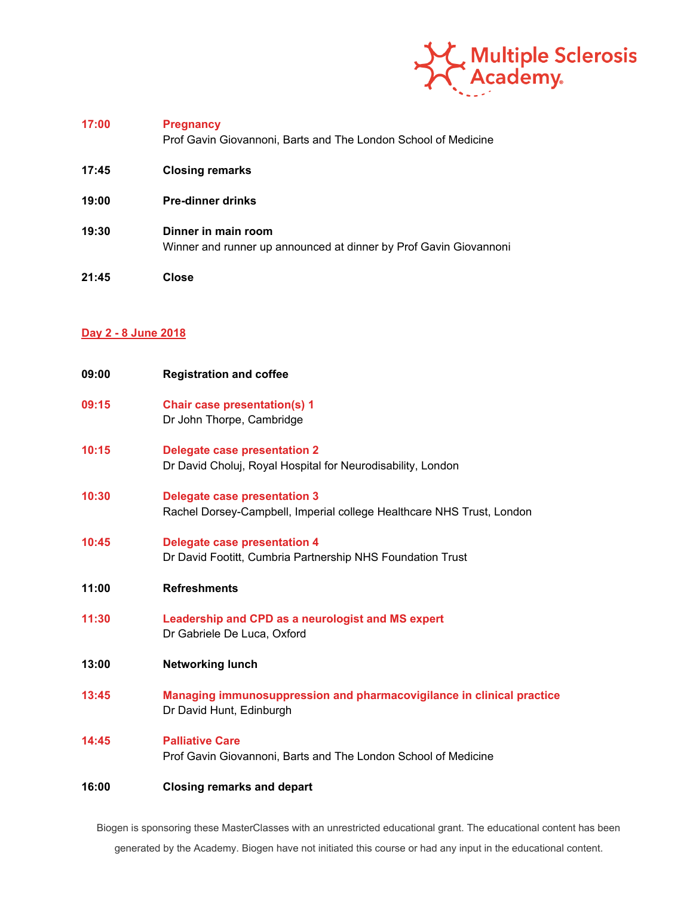**17:00** **Pregnancy**
Prof Gavin Giovannoni, Barts and The London School of Medicine

**17:45** **Closing remarks**

**19:00** **Pre-dinner drinks**

**19:30** **Dinner in main room**
Winner and runner up announced at dinner by Prof Gavin Giovannoni

**21:45** **Close**

## Day 2 - 8 June 2018

**09:00** **Registration and coffee**

**09:15** **Chair case presentation(s) 1**
Dr John Thorpe, Cambridge

**10:15** **Delegate case presentation 2**
Dr David Choluj, Royal Hospital for Neurodisability, London

**10:30** **Delegate case presentation 3**
Rachel Dorsey-Campbell, Imperial college Healthcare NHS Trust, London

**10:45** **Delegate case presentation 4**
Dr David Footitt, Cumbria Partnership NHS Foundation Trust

**11:00** **Refreshments**

**11:30** **Leadership and CPD as a neurologist and MS expert**
Dr Gabriele De Luca, Oxford

**13:00** **Networking lunch**

**13:45** **Managing immunosuppression and pharmacovigilance in clinical practice**
Dr David Hunt, Edinburgh

**14:45** **Palliative Care**
Prof Gavin Giovannoni, Barts and The London School of Medicine

**16:00** **Closing remarks and depart**

Biogen is sponsoring these MasterClasses with an unrestricted educational grant. The educational content has been generated by the Academy. Biogen have not initiated this course or had any input in the educational content.